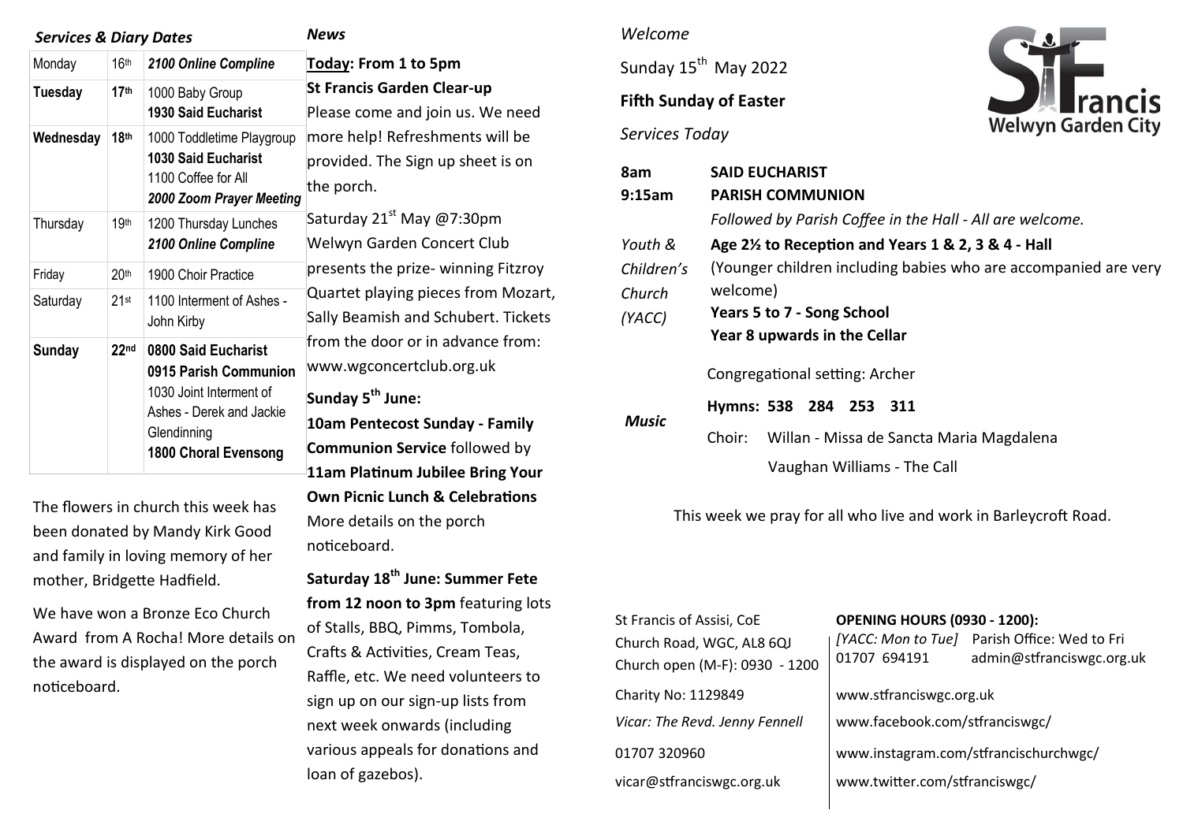*Services & Diary Dates*

| | | |
|---|---|---|
| Monday | 16th | ***2100 Online Compline*** |
| **Tuesday** | **17th** | 1000 Baby Group<br>**1930 Said Eucharist** |
| **Wednesday** | **18th** | 1000 Toddletime Playgroup<br>**1030 Said Eucharist**<br>1100 Coffee for All<br>***2000 Zoom Prayer Meeting*** |
| Thursday | 19th | 1200 Thursday Lunches<br>***2100 Online Compline*** |
| Friday | 20th | 1900 Choir Practice |
| Saturday | 21st | 1100 Interment of Ashes - John Kirby |
| **Sunday** | **22nd** | **0800 Said Eucharist**<br>**0915 Parish Communion**<br>1030 Joint Interment of Ashes - Derek and Jackie Glendinning<br>**1800 Choral Evensong** |

The flowers in church this week has been donated by Mandy Kirk Good and family in loving memory of her mother, Bridgette Hadfield.

We have won a Bronze Eco Church Award from A Rocha! More details on the award is displayed on the porch noticeboard.

***News***

**Today: From 1 to 5pm**
**St Francis Garden Clear-up**
Please come and join us. We need more help! Refreshments will be provided. The Sign up sheet is on the porch.

Saturday 21st May @7:30pm Welwyn Garden Concert Club presents the prize- winning Fitzroy Quartet playing pieces from Mozart, Sally Beamish and Schubert. Tickets from the door or in advance from: www.wgconcertclub.org.uk

**Sunday 5th June:**
**10am Pentecost Sunday - Family Communion Service** followed by **11am Platinum Jubilee Bring Your Own Picnic Lunch & Celebrations** More details on the porch noticeboard.

**Saturday 18th June: Summer Fete from 12 noon to 3pm** featuring lots of Stalls, BBQ, Pimms, Tombola, Crafts & Activities, Cream Teas, Raffle, etc. We need volunteers to sign up on our sign-up lists from next week onwards (including various appeals for donations and loan of gazebos).

*Welcome*

Sunday 15th May 2022

**Fifth Sunday of Easter**

*Services Today*

StFrancis Welwyn Garden City

**8am** **SAID EUCHARIST**

**9:15am** **PARISH COMMUNION**
*Followed by Parish Coffee in the Hall - All are welcome.*

*Youth & Children's Church (YACC)*
**Age 2½ to Reception and Years 1 & 2, 3 & 4 - Hall**
(Younger children including babies who are accompanied are very welcome)
**Years 5 to 7 - Song School**
**Year 8 upwards in the Cellar**

***Music***
Congregational setting: Archer
**Hymns: 538 284 253 311**
Choir: Willan - Missa de Sancta Maria Magdalena
Vaughan Williams - The Call

This week we pray for all who live and work in Barleycroft Road.

St Francis of Assisi, CoE
Church Road, WGC, AL8 6QJ
Church open (M-F): 0930 - 1200
Charity No: 1129849
*Vicar: The Revd. Jenny Fennell*
01707 320960
vicar@stfranciswgc.org.uk

**OPENING HOURS (0930 - 1200):**
*[YACC: Mon to Tue]* Parish Office: Wed to Fri
01707 694191 admin@stfranciswgc.org.uk
www.stfranciswgc.org.uk
www.facebook.com/stfranciswgc/
www.instagram.com/stfrancischurchwgc/
www.twitter.com/stfranciswgc/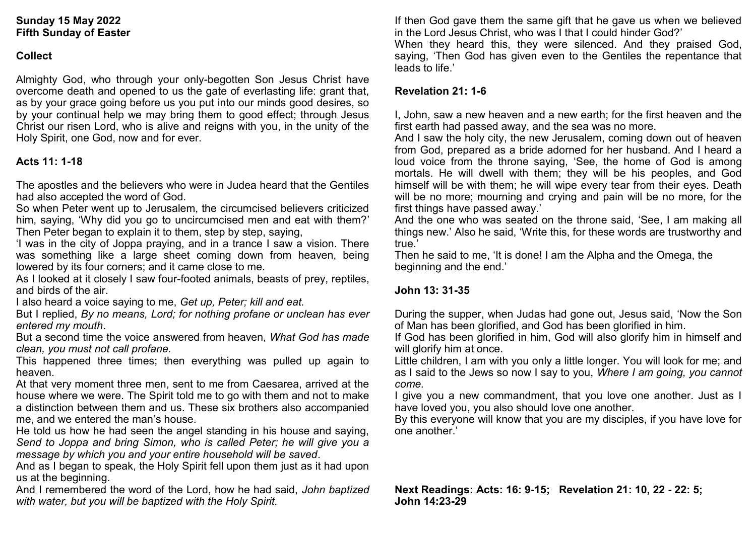**Sunday 15 May 2022**
**Fifth Sunday of Easter**

**Collect**

Almighty God, who through your only-begotten Son Jesus Christ have overcome death and opened to us the gate of everlasting life: grant that, as by your grace going before us you put into our minds good desires, so by your continual help we may bring them to good effect; through Jesus Christ our risen Lord, who is alive and reigns with you, in the unity of the Holy Spirit, one God, now and for ever.

**Acts 11: 1-18**

The apostles and the believers who were in Judea heard that the Gentiles had also accepted the word of God.
So when Peter went up to Jerusalem, the circumcised believers criticized him, saying, 'Why did you go to uncircumcised men and eat with them?'
Then Peter began to explain it to them, step by step, saying,
'I was in the city of Joppa praying, and in a trance I saw a vision. There was something like a large sheet coming down from heaven, being lowered by its four corners; and it came close to me.
As I looked at it closely I saw four-footed animals, beasts of prey, reptiles, and birds of the air.
I also heard a voice saying to me, *Get up, Peter; kill and eat.*
But I replied, *By no means, Lord; for nothing profane or unclean has ever entered my mouth*.
But a second time the voice answered from heaven, *What God has made clean, you must not call profane.*
This happened three times; then everything was pulled up again to heaven.
At that very moment three men, sent to me from Caesarea, arrived at the house where we were. The Spirit told me to go with them and not to make a distinction between them and us. These six brothers also accompanied me, and we entered the man's house.
He told us how he had seen the angel standing in his house and saying, *Send to Joppa and bring Simon, who is called Peter; he will give you a message by which you and your entire household will be saved*.
And as I began to speak, the Holy Spirit fell upon them just as it had upon us at the beginning.
And I remembered the word of the Lord, how he had said, *John baptized with water, but you will be baptized with the Holy Spirit.*
If then God gave them the same gift that he gave us when we believed in the Lord Jesus Christ, who was I that I could hinder God?'
When they heard this, they were silenced. And they praised God, saying, 'Then God has given even to the Gentiles the repentance that leads to life.'

**Revelation 21: 1-6**

I, John, saw a new heaven and a new earth; for the first heaven and the first earth had passed away, and the sea was no more.
And I saw the holy city, the new Jerusalem, coming down out of heaven from God, prepared as a bride adorned for her husband. And I heard a loud voice from the throne saying, 'See, the home of God is among mortals. He will dwell with them; they will be his peoples, and God himself will be with them; he will wipe every tear from their eyes. Death will be no more; mourning and crying and pain will be no more, for the first things have passed away.'
And the one who was seated on the throne said, 'See, I am making all things new.' Also he said, 'Write this, for these words are trustworthy and true.'
Then he said to me, 'It is done! I am the Alpha and the Omega, the beginning and the end.'

**John 13: 31-35**

During the supper, when Judas had gone out, Jesus said, 'Now the Son of Man has been glorified, and God has been glorified in him.
If God has been glorified in him, God will also glorify him in himself and will glorify him at once.
Little children, I am with you only a little longer. You will look for me; and as I said to the Jews so now I say to you, *Where I am going, you cannot come.*
I give you a new commandment, that you love one another. Just as I have loved you, you also should love one another.
By this everyone will know that you are my disciples, if you have love for one another.'

**Next Readings: Acts: 16: 9-15; Revelation 21: 10, 22 - 22: 5; John 14:23-29**